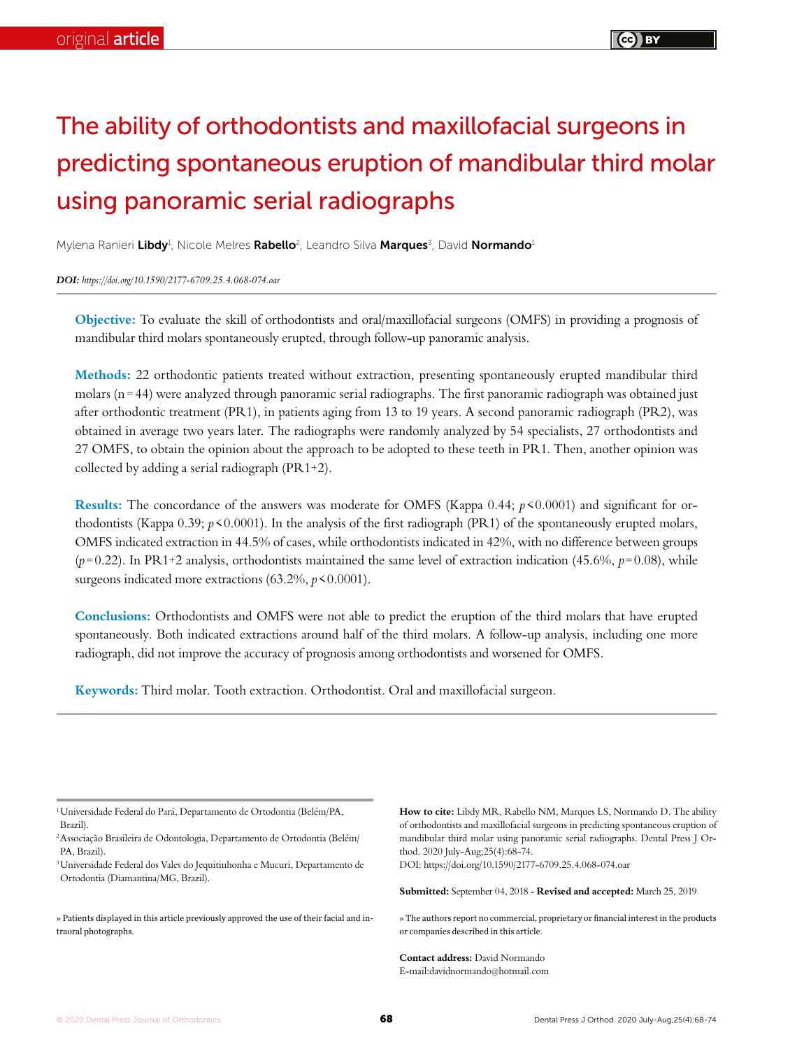original **article**

# The ability of orthodontists and maxillofacial surgeons in predicting spontaneous eruption of mandibular third molar using panoramic serial radiographs

Mylena Ranieri **Libdy**[1], Nicole Melres **Rabello**[2], Leandro Silva **Marques**[3], David **Normando**[1]

***DOI:*** *https://doi.org/10.1590/2177-6709.25.4.068-074.oar*

**Objective:** To evaluate the skill of orthodontists and oral/maxillofacial surgeons (OMFS) in providing a prognosis of mandibular third molars spontaneously erupted, through follow-up panoramic analysis.

**Methods:** 22 orthodontic patients treated without extraction, presenting spontaneously erupted mandibular third molars (n = 44) were analyzed through panoramic serial radiographs. The first panoramic radiograph was obtained just after orthodontic treatment (PR1), in patients aging from 13 to 19 years. A second panoramic radiograph (PR2), was obtained in average two years later. The radiographs were randomly analyzed by 54 specialists, 27 orthodontists and 27 OMFS, to obtain the opinion about the approach to be adopted to these teeth in PR1. Then, another opinion was collected by adding a serial radiograph (PR1+2).

**Results:** The concordance of the answers was moderate for OMFS (Kappa 0.44; $p < 0.0001$) and significant for orthodontists (Kappa 0.39; $p < 0.0001$). In the analysis of the first radiograph (PR1) of the spontaneously erupted molars, OMFS indicated extraction in 44.5% of cases, while orthodontists indicated in 42%, with no difference between groups ($p = 0.22$). In PR1+2 analysis, orthodontists maintained the same level of extraction indication (45.6%, $p = 0.08$), while surgeons indicated more extractions (63.2%, $p < 0.0001$).

**Conclusions:** Orthodontists and OMFS were not able to predict the eruption of the third molars that have erupted spontaneously. Both indicated extractions around half of the third molars. A follow-up analysis, including one more radiograph, did not improve the accuracy of prognosis among orthodontists and worsened for OMFS.

**Keywords:** Third molar. Tooth extraction. Orthodontist. Oral and maxillofacial surgeon.

[1] Universidade Federal do Pará, Departamento de Ortodontia (Belém/PA, Brazil).
[2] Associação Brasileira de Odontologia, Departamento de Ortodontia (Belém/PA, Brazil).
[3] Universidade Federal dos Vales do Jequitinhonha e Mucuri, Departamento de Ortodontia (Diamantina/MG, Brazil).

» Patients displayed in this article previously approved the use of their facial and intraoral photographs.

**How to cite:** Libdy MR, Rabello NM, Marques LS, Normando D. The ability of orthodontists and maxillofacial surgeons in predicting spontaneous eruption of mandibular third molar using panoramic serial radiographs. Dental Press J Orthod. 2020 July-Aug;25(4):68-74.
DOI: https://doi.org/10.1590/2177-6709.25.4.068-074.oar

**Submitted:** September 04, 2018 - **Revised and accepted:** March 25, 2019

» The authors report no commercial, proprietary or financial interest in the products or companies described in this article.

**Contact address:** David Normando
E-mail:davidnormando@hotmail.com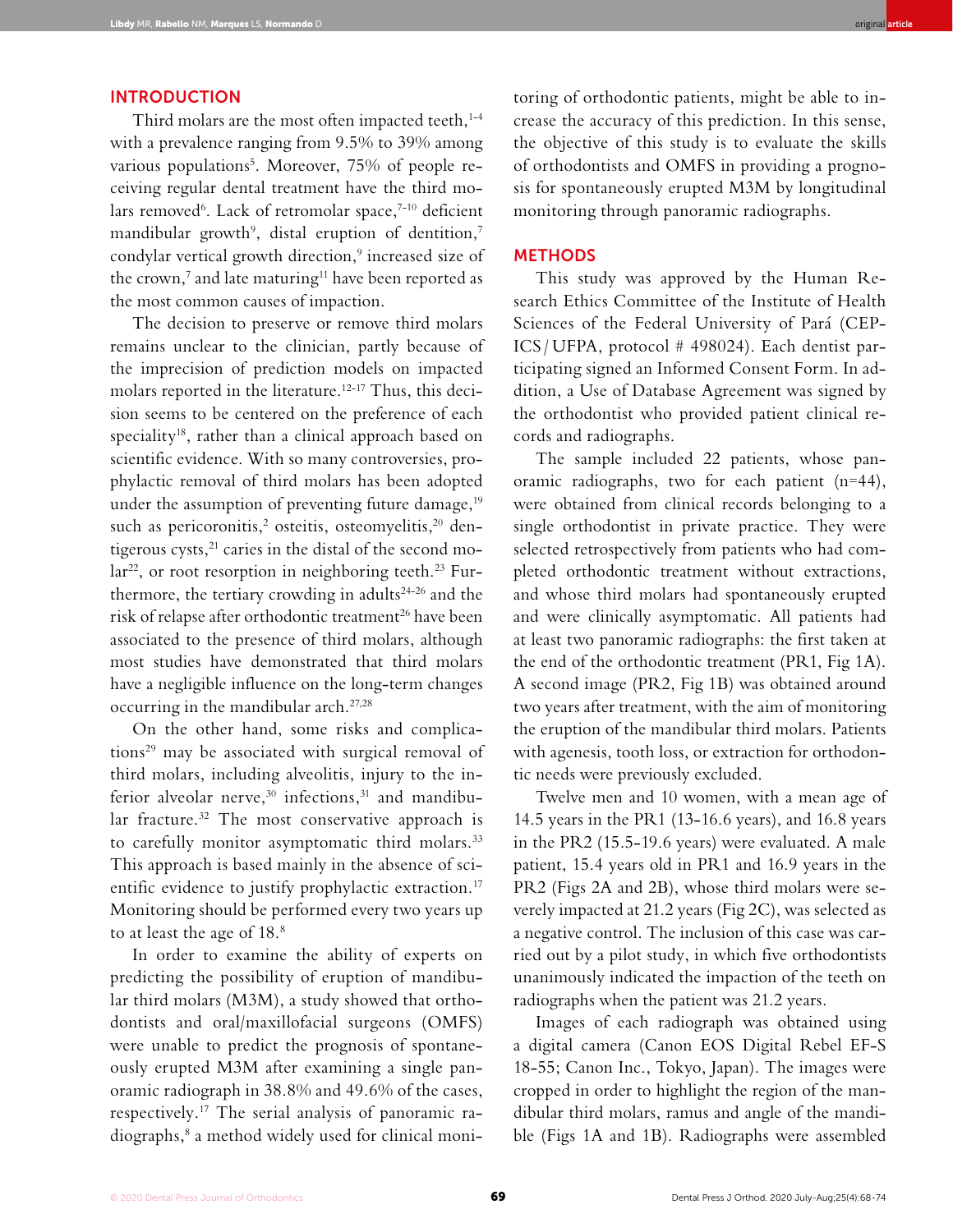## INTRODUCTION

Third molars are the most often impacted teeth,[1-4] with a prevalence ranging from 9.5% to 39% among various populations[5]. Moreover, 75% of people receiving regular dental treatment have the third molars removed[6]. Lack of retromolar space,[7-10] deficient mandibular growth[9], distal eruption of dentition,[7] condylar vertical growth direction,[9] increased size of the crown,[7] and late maturing[11] have been reported as the most common causes of impaction.

The decision to preserve or remove third molars remains unclear to the clinician, partly because of the imprecision of prediction models on impacted molars reported in the literature.[12-17] Thus, this decision seems to be centered on the preference of each speciality[18], rather than a clinical approach based on scientific evidence. With so many controversies, prophylactic removal of third molars has been adopted under the assumption of preventing future damage,[19] such as pericoronitis,[2] osteitis, osteomyelitis,[20] dentigerous cysts,[21] caries in the distal of the second molar[22], or root resorption in neighboring teeth.[23] Furthermore, the tertiary crowding in adults[24-26] and the risk of relapse after orthodontic treatment[26] have been associated to the presence of third molars, although most studies have demonstrated that third molars have a negligible influence on the long-term changes occurring in the mandibular arch.[27,28]

On the other hand, some risks and complications[29] may be associated with surgical removal of third molars, including alveolitis, injury to the inferior alveolar nerve,[30] infections,[31] and mandibular fracture.[32] The most conservative approach is to carefully monitor asymptomatic third molars.[33] This approach is based mainly in the absence of scientific evidence to justify prophylactic extraction.[17] Monitoring should be performed every two years up to at least the age of 18.[8]

In order to examine the ability of experts on predicting the possibility of eruption of mandibular third molars (M3M), a study showed that orthodontists and oral/maxillofacial surgeons (OMFS) were unable to predict the prognosis of spontaneously erupted M3M after examining a single panoramic radiograph in 38.8% and 49.6% of the cases, respectively.[17] The serial analysis of panoramic radiographs,[8] a method widely used for clinical monitoring of orthodontic patients, might be able to increase the accuracy of this prediction. In this sense, the objective of this study is to evaluate the skills of orthodontists and OMFS in providing a prognosis for spontaneously erupted M3M by longitudinal monitoring through panoramic radiographs.

## METHODS

This study was approved by the Human Research Ethics Committee of the Institute of Health Sciences of the Federal University of Pará (CEP-ICS/UFPA, protocol # 498024). Each dentist participating signed an Informed Consent Form. In addition, a Use of Database Agreement was signed by the orthodontist who provided patient clinical records and radiographs.

The sample included 22 patients, whose panoramic radiographs, two for each patient (n=44), were obtained from clinical records belonging to a single orthodontist in private practice. They were selected retrospectively from patients who had completed orthodontic treatment without extractions, and whose third molars had spontaneously erupted and were clinically asymptomatic. All patients had at least two panoramic radiographs: the first taken at the end of the orthodontic treatment (PR1, Fig 1A). A second image (PR2, Fig 1B) was obtained around two years after treatment, with the aim of monitoring the eruption of the mandibular third molars. Patients with agenesis, tooth loss, or extraction for orthodontic needs were previously excluded.

Twelve men and 10 women, with a mean age of 14.5 years in the PR1 (13-16.6 years), and 16.8 years in the PR2 (15.5-19.6 years) were evaluated. A male patient, 15.4 years old in PR1 and 16.9 years in the PR2 (Figs 2A and 2B), whose third molars were severely impacted at 21.2 years (Fig 2C), was selected as a negative control. The inclusion of this case was carried out by a pilot study, in which five orthodontists unanimously indicated the impaction of the teeth on radiographs when the patient was 21.2 years.

Images of each radiograph was obtained using a digital camera (Canon EOS Digital Rebel EF-S 18-55; Canon Inc., Tokyo, Japan). The images were cropped in order to highlight the region of the mandibular third molars, ramus and angle of the mandible (Figs 1A and 1B). Radiographs were assembled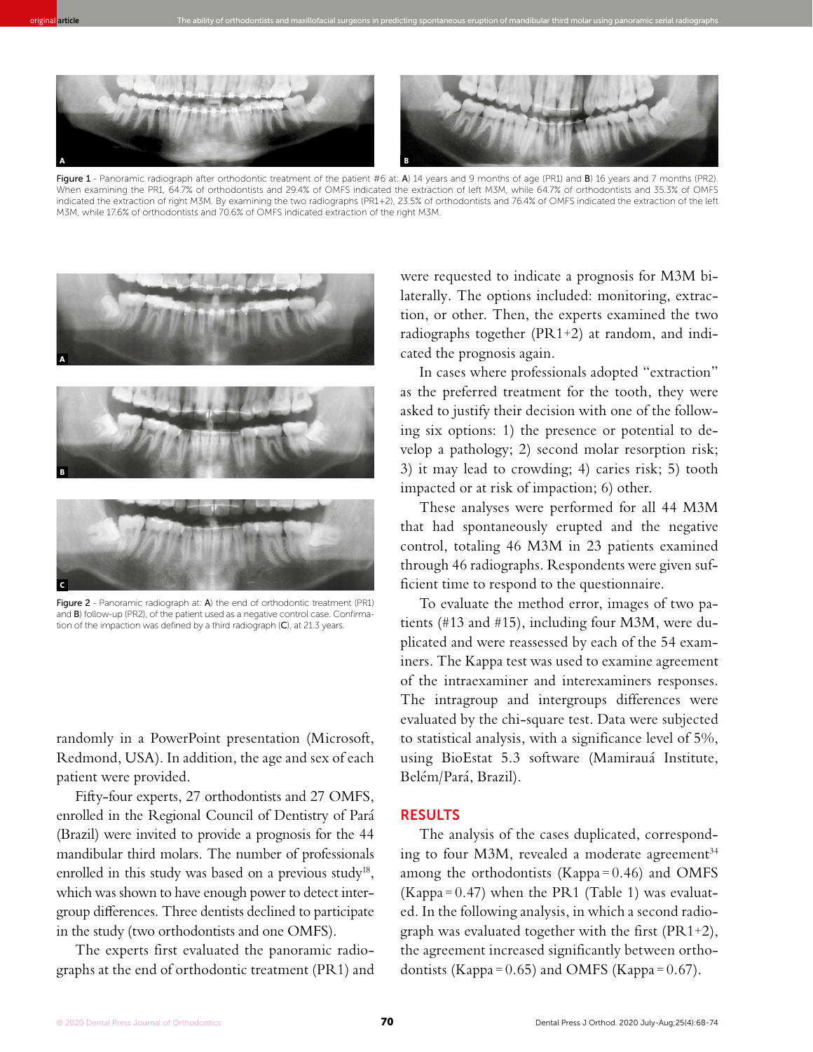Figure 1 - Panoramic radiograph after orthodontic treatment of the patient #6 at: **A**) 14 years and 9 months of age (PR1) and **B**) 16 years and 7 months (PR2). When examining the PR1, 64.7% of orthodontists and 29.4% of OMFS indicated the extraction of left M3M, while 64.7% of orthodontists and 35.3% of OMFS indicated the extraction of right M3M. By examining the two radiographs (PR1+2), 23.5% of orthodontists and 76.4% of OMFS indicated the extraction of the left M3M, while 17.6% of orthodontists and 70.6% of OMFS indicated extraction of the right M3M.

Figure 2 - Panoramic radiograph at: **A**) the end of orthodontic treatment (PR1) and **B**) follow-up (PR2), of the patient used as a negative control case. Confirmation of the impaction was defined by a third radiograph (**C**), at 21.3 years.

randomly in a PowerPoint presentation (Microsoft, Redmond, USA). In addition, the age and sex of each patient were provided.

Fifty-four experts, 27 orthodontists and 27 OMFS, enrolled in the Regional Council of Dentistry of Pará (Brazil) were invited to provide a prognosis for the 44 mandibular third molars. The number of professionals enrolled in this study was based on a previous study[18], which was shown to have enough power to detect intergroup differences. Three dentists declined to participate in the study (two orthodontists and one OMFS).

The experts first evaluated the panoramic radiographs at the end of orthodontic treatment (PR1) and were requested to indicate a prognosis for M3M bilaterally. The options included: monitoring, extraction, or other. Then, the experts examined the two radiographs together (PR1+2) at random, and indicated the prognosis again.

In cases where professionals adopted "extraction" as the preferred treatment for the tooth, they were asked to justify their decision with one of the following six options: 1) the presence or potential to develop a pathology; 2) second molar resorption risk; 3) it may lead to crowding; 4) caries risk; 5) tooth impacted or at risk of impaction; 6) other.

These analyses were performed for all 44 M3M that had spontaneously erupted and the negative control, totaling 46 M3M in 23 patients examined through 46 radiographs. Respondents were given sufficient time to respond to the questionnaire.

To evaluate the method error, images of two patients (#13 and #15), including four M3M, were duplicated and were reassessed by each of the 54 examiners. The Kappa test was used to examine agreement of the intraexaminer and interexaminers responses. The intragroup and intergroups differences were evaluated by the chi-square test. Data were subjected to statistical analysis, with a significance level of 5%, using BioEstat 5.3 software (Mamirauá Institute, Belém/Pará, Brazil).

## RESULTS

The analysis of the cases duplicated, corresponding to four M3M, revealed a moderate agreement[34] among the orthodontists (Kappa = 0.46) and OMFS (Kappa = 0.47) when the PR1 (Table 1) was evaluated. In the following analysis, in which a second radiograph was evaluated together with the first (PR1+2), the agreement increased significantly between orthodontists (Kappa = 0.65) and OMFS (Kappa = 0.67).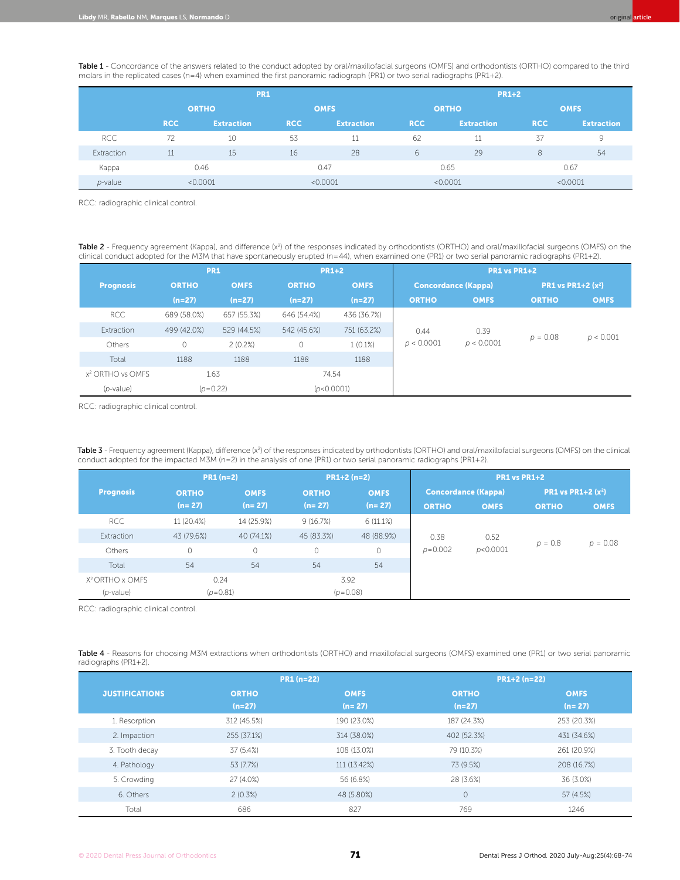**Table 1** - Concordance of the answers related to the conduct adopted by oral/maxillofacial surgeons (OMFS) and orthodontists (ORTHO) compared to the third molars in the replicated cases (n=4) when examined the first panoramic radiograph (PR1) or two serial radiographs (PR1+2).

| | PR1 | | | | PR1+2 | | | |
|---|---|---|---|---|---|---|---|---|
| | ORTHO | | OMFS | | ORTHO | | OMFS | |
| | RCC | Extraction | RCC | Extraction | RCC | Extraction | RCC | Extraction |
| RCC | 72 | 10 | 53 | 11 | 62 | 11 | 37 | 9 |
| Extraction | 11 | 15 | 16 | 28 | 6 | 29 | 8 | 54 |
| Kappa | 0.46 | | 0.47 | | 0.65 | | 0.67 | |
| *p*-value | <0.0001 | | <0.0001 | | <0.0001 | | <0.0001 | |

RCC: radiographic clinical control.

**Table 2** - Frequency agreement (Kappa), and difference ($x^2$) of the responses indicated by orthodontists (ORTHO) and oral/maxillofacial surgeons (OMFS) on the clinical conduct adopted for the M3M that have spontaneously erupted (n=44), when examined one (PR1) or two serial panoramic radiographs (PR1+2).

| Prognosis | PR1 | | PR1+2 | | PR1 vs PR1+2 | | | |
|---|---|---|---|---|---|---|---|---|
| | ORTHO (n=27) | OMFS (n=27) | ORTHO (n=27) | OMFS (n=27) | Concordance (Kappa) ORTHO | Concordance (Kappa) OMFS | PR1 vs PR1+2 ($x^2$) ORTHO | PR1 vs PR1+2 ($x^2$) OMFS |
| RCC | 689 (58.0%) | 657 (55.3%) | 646 (54.4%) | 436 (36.7%) | 0.44 $p < 0.0001$ | 0.39 $p < 0.0001$ | $p = 0.08$ | $p < 0.001$ |
| Extraction | 499 (42.0%) | 529 (44.5%) | 542 (45.6%) | 751 (63.2%) | | | | |
| Others | 0 | 2 (0.2%) | 0 | 1 (0.1%) | | | | |
| Total | 1188 | 1188 | 1188 | 1188 | | | | |
| $x^2$ ORTHO vs OMFS | 1.63 | | 74.54 | | | | | |
| (*p*-value) | (*p*=0.22) | | (*p*<0.0001) | | | | | |

RCC: radiographic clinical control.

**Table 3** - Frequency agreement (Kappa), difference ($x^2$) of the responses indicated by orthodontists (ORTHO) and oral/maxillofacial surgeons (OMFS) on the clinical conduct adopted for the impacted M3M (n=2) in the analysis of one (PR1) or two serial panoramic radiographs (PR1+2).

| Prognosis | PR1 (n=2) | | PR1+2 (n=2) | | PR1 vs PR1+2 | | | |
|---|---|---|---|---|---|---|---|---|
| | ORTHO (n= 27) | OMFS (n= 27) | ORTHO (n= 27) | OMFS (n= 27) | Concordance (Kappa) ORTHO | Concordance (Kappa) OMFS | PR1 vs PR1+2 ($x^2$) ORTHO | PR1 vs PR1+2 ($x^2$) OMFS |
| RCC | 11 (20.4%) | 14 (25.9%) | 9 (16.7%) | 6 (11.1%) | 0.38 *p*=0.002 | 0.52 *p*<0.0001 | $p = 0.8$ | $p = 0.08$ |
| Extraction | 43 (79.6%) | 40 (74.1%) | 45 (83.3%) | 48 (88.9%) | | | | |
| Others | 0 | 0 | 0 | 0 | | | | |
| Total | 54 | 54 | 54 | 54 | | | | |
| $X^2$ ORTHO x OMFS | 0.24 | | 3.92 | | | | | |
| (*p*-value) | (*p*=0.81) | | (*p*=0.08) | | | | | |

RCC: radiographic clinical control.

**Table 4** - Reasons for choosing M3M extractions when orthodontists (ORTHO) and maxillofacial surgeons (OMFS) examined one (PR1) or two serial panoramic radiographs (PR1+2).

| JUSTIFICATIONS | PR1 (n=22) | | PR1+2 (n=22) | |
|---|---|---|---|---|
| | ORTHO (n=27) | OMFS (n= 27) | ORTHO (n=27) | OMFS (n= 27) |
| 1. Resorption | 312 (45.5%) | 190 (23.0%) | 187 (24.3%) | 253 (20.3%) |
| 2. Impaction | 255 (37.1%) | 314 (38.0%) | 402 (52.3%) | 431 (34.6%) |
| 3. Tooth decay | 37 (5.4%) | 108 (13.0%) | 79 (10.3%) | 261 (20.9%) |
| 4. Pathology | 53 (7.7%) | 111 (13.42%) | 73 (9.5%) | 208 (16.7%) |
| 5. Crowding | 27 (4.0%) | 56 (6.8%) | 28 (3.6%) | 36 (3.0%) |
| 6. Others | 2 (0.3%) | 48 (5.80%) | 0 | 57 (4.5%) |
| Total | 686 | 827 | 769 | 1246 |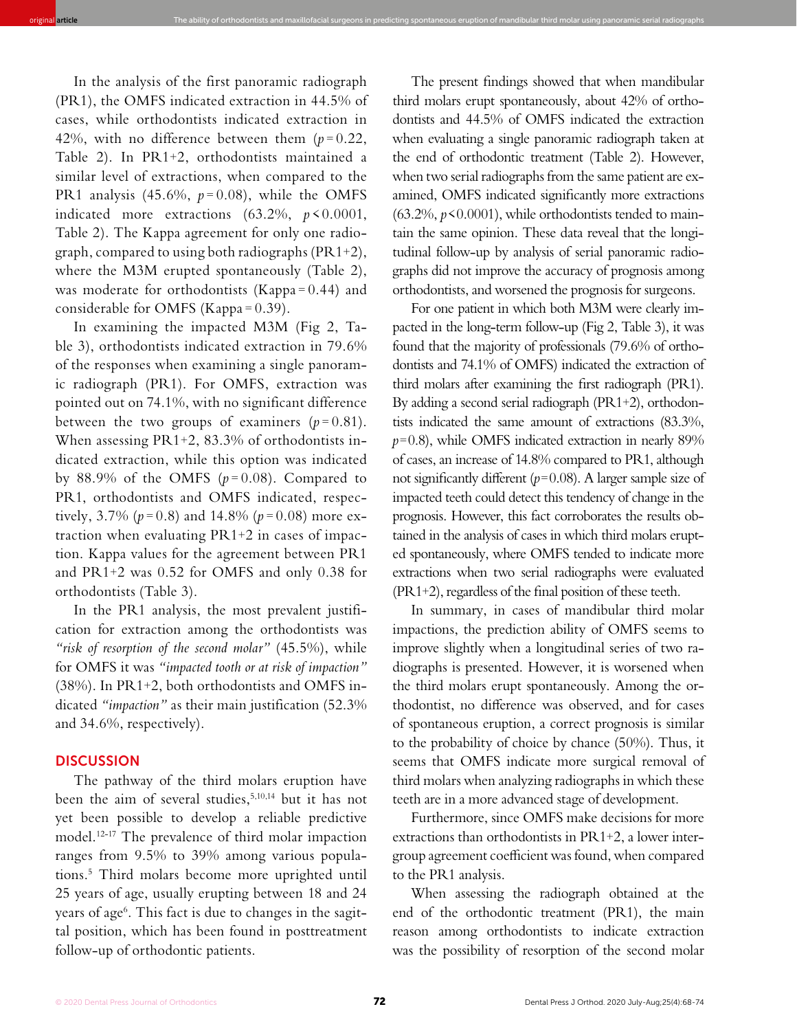In the analysis of the first panoramic radiograph (PR1), the OMFS indicated extraction in 44.5% of cases, while orthodontists indicated extraction in 42%, with no difference between them ($p = 0.22$, Table 2). In PR1+2, orthodontists maintained a similar level of extractions, when compared to the PR1 analysis (45.6%, $p = 0.08$), while the OMFS indicated more extractions (63.2%, $p < 0.0001$, Table 2). The Kappa agreement for only one radiograph, compared to using both radiographs (PR1+2), where the M3M erupted spontaneously (Table 2), was moderate for orthodontists (Kappa = 0.44) and considerable for OMFS (Kappa = 0.39).

In examining the impacted M3M (Fig 2, Table 3), orthodontists indicated extraction in 79.6% of the responses when examining a single panoramic radiograph (PR1). For OMFS, extraction was pointed out on 74.1%, with no significant difference between the two groups of examiners ($p = 0.81$). When assessing PR1+2, 83.3% of orthodontists indicated extraction, while this option was indicated by 88.9% of the OMFS ($p = 0.08$). Compared to PR1, orthodontists and OMFS indicated, respectively, 3.7% ($p = 0.8$) and 14.8% ($p = 0.08$) more extraction when evaluating PR1+2 in cases of impaction. Kappa values for the agreement between PR1 and PR1+2 was 0.52 for OMFS and only 0.38 for orthodontists (Table 3).

In the PR1 analysis, the most prevalent justification for extraction among the orthodontists was *"risk of resorption of the second molar"* (45.5%), while for OMFS it was *"impacted tooth or at risk of impaction"* (38%). In PR1+2, both orthodontists and OMFS indicated *"impaction"* as their main justification (52.3% and 34.6%, respectively).

## DISCUSSION

The pathway of the third molars eruption have been the aim of several studies,[5,10,14] but it has not yet been possible to develop a reliable predictive model.[12-17] The prevalence of third molar impaction ranges from 9.5% to 39% among various populations.[5] Third molars become more uprighted until 25 years of age, usually erupting between 18 and 24 years of age[6]. This fact is due to changes in the sagittal position, which has been found in posttreatment follow-up of orthodontic patients.

The present findings showed that when mandibular third molars erupt spontaneously, about 42% of orthodontists and 44.5% of OMFS indicated the extraction when evaluating a single panoramic radiograph taken at the end of orthodontic treatment (Table 2). However, when two serial radiographs from the same patient are examined, OMFS indicated significantly more extractions (63.2%, $p < 0.0001$), while orthodontists tended to maintain the same opinion. These data reveal that the longitudinal follow-up by analysis of serial panoramic radiographs did not improve the accuracy of prognosis among orthodontists, and worsened the prognosis for surgeons.

For one patient in which both M3M were clearly impacted in the long-term follow-up (Fig 2, Table 3), it was found that the majority of professionals (79.6% of orthodontists and 74.1% of OMFS) indicated the extraction of third molars after examining the first radiograph (PR1). By adding a second serial radiograph (PR1+2), orthodontists indicated the same amount of extractions (83.3%, $p = 0.8$), while OMFS indicated extraction in nearly 89% of cases, an increase of 14.8% compared to PR1, although not significantly different ($p = 0.08$). A larger sample size of impacted teeth could detect this tendency of change in the prognosis. However, this fact corroborates the results obtained in the analysis of cases in which third molars erupted spontaneously, where OMFS tended to indicate more extractions when two serial radiographs were evaluated (PR1+2), regardless of the final position of these teeth.

In summary, in cases of mandibular third molar impactions, the prediction ability of OMFS seems to improve slightly when a longitudinal series of two radiographs is presented. However, it is worsened when the third molars erupt spontaneously. Among the orthodontist, no difference was observed, and for cases of spontaneous eruption, a correct prognosis is similar to the probability of choice by chance (50%). Thus, it seems that OMFS indicate more surgical removal of third molars when analyzing radiographs in which these teeth are in a more advanced stage of development.

Furthermore, since OMFS make decisions for more extractions than orthodontists in PR1+2, a lower intergroup agreement coefficient was found, when compared to the PR1 analysis.

When assessing the radiograph obtained at the end of the orthodontic treatment (PR1), the main reason among orthodontists to indicate extraction was the possibility of resorption of the second molar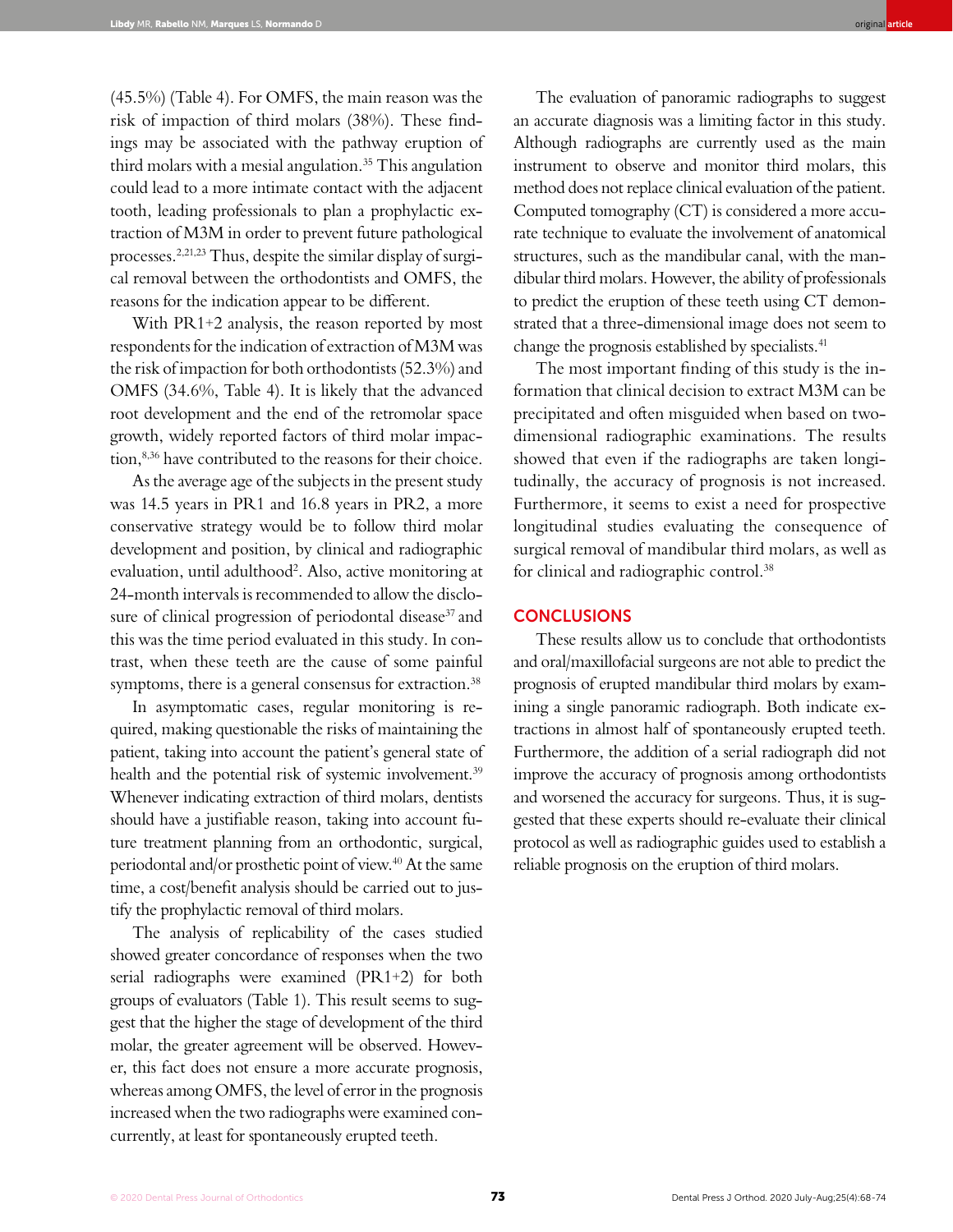(45.5%) (Table 4). For OMFS, the main reason was the risk of impaction of third molars (38%). These findings may be associated with the pathway eruption of third molars with a mesial angulation.[35] This angulation could lead to a more intimate contact with the adjacent tooth, leading professionals to plan a prophylactic extraction of M3M in order to prevent future pathological processes.[2,21,23] Thus, despite the similar display of surgical removal between the orthodontists and OMFS, the reasons for the indication appear to be different.

With PR1+2 analysis, the reason reported by most respondents for the indication of extraction of M3M was the risk of impaction for both orthodontists (52.3%) and OMFS (34.6%, Table 4). It is likely that the advanced root development and the end of the retromolar space growth, widely reported factors of third molar impaction,[8,36] have contributed to the reasons for their choice.

As the average age of the subjects in the present study was 14.5 years in PR1 and 16.8 years in PR2, a more conservative strategy would be to follow third molar development and position, by clinical and radiographic evaluation, until adulthood[2]. Also, active monitoring at 24-month intervals is recommended to allow the disclosure of clinical progression of periodontal disease[37] and this was the time period evaluated in this study. In contrast, when these teeth are the cause of some painful symptoms, there is a general consensus for extraction.[38]

In asymptomatic cases, regular monitoring is required, making questionable the risks of maintaining the patient, taking into account the patient's general state of health and the potential risk of systemic involvement.[39] Whenever indicating extraction of third molars, dentists should have a justifiable reason, taking into account future treatment planning from an orthodontic, surgical, periodontal and/or prosthetic point of view.[40] At the same time, a cost/benefit analysis should be carried out to justify the prophylactic removal of third molars.

The analysis of replicability of the cases studied showed greater concordance of responses when the two serial radiographs were examined (PR1+2) for both groups of evaluators (Table 1). This result seems to suggest that the higher the stage of development of the third molar, the greater agreement will be observed. However, this fact does not ensure a more accurate prognosis, whereas among OMFS, the level of error in the prognosis increased when the two radiographs were examined concurrently, at least for spontaneously erupted teeth.

The evaluation of panoramic radiographs to suggest an accurate diagnosis was a limiting factor in this study. Although radiographs are currently used as the main instrument to observe and monitor third molars, this method does not replace clinical evaluation of the patient. Computed tomography (CT) is considered a more accurate technique to evaluate the involvement of anatomical structures, such as the mandibular canal, with the mandibular third molars. However, the ability of professionals to predict the eruption of these teeth using CT demonstrated that a three-dimensional image does not seem to change the prognosis established by specialists.[41]

The most important finding of this study is the information that clinical decision to extract M3M can be precipitated and often misguided when based on two-dimensional radiographic examinations. The results showed that even if the radiographs are taken longitudinally, the accuracy of prognosis is not increased. Furthermore, it seems to exist a need for prospective longitudinal studies evaluating the consequence of surgical removal of mandibular third molars, as well as for clinical and radiographic control.[38]

## CONCLUSIONS

These results allow us to conclude that orthodontists and oral/maxillofacial surgeons are not able to predict the prognosis of erupted mandibular third molars by examining a single panoramic radiograph. Both indicate extractions in almost half of spontaneously erupted teeth. Furthermore, the addition of a serial radiograph did not improve the accuracy of prognosis among orthodontists and worsened the accuracy for surgeons. Thus, it is suggested that these experts should re-evaluate their clinical protocol as well as radiographic guides used to establish a reliable prognosis on the eruption of third molars.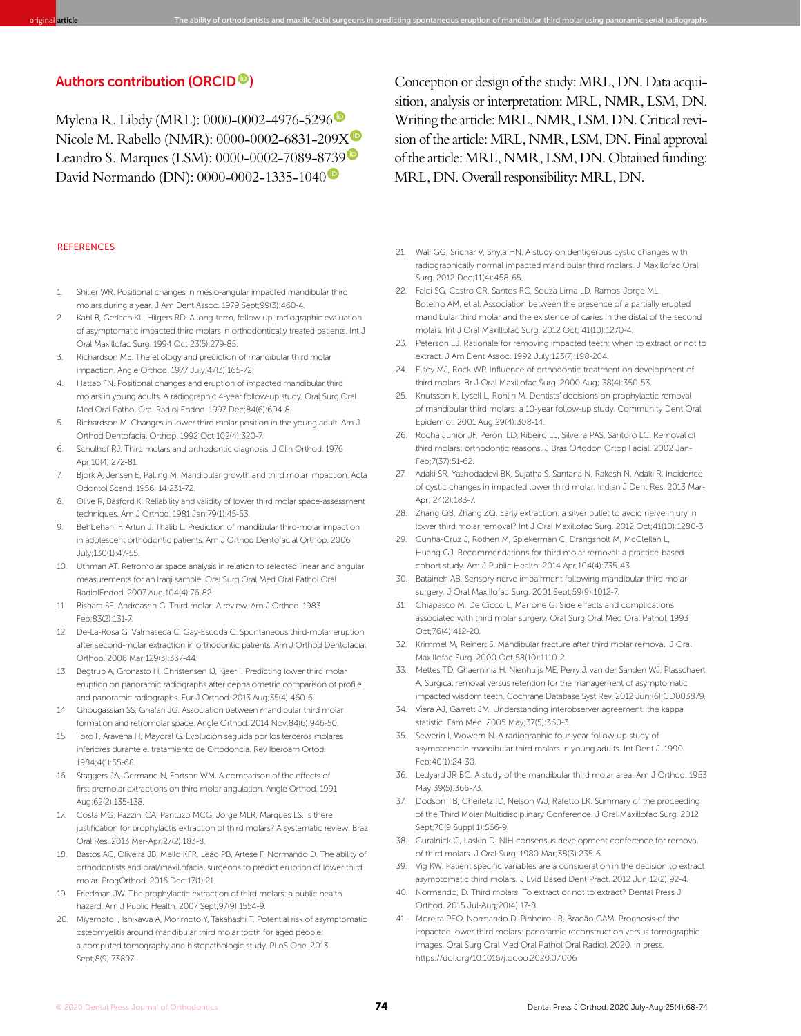## Authors contribution (ORCID)

Mylena R. Libdy (MRL): 0000-0002-4976-5296
Nicole M. Rabello (NMR): 0000-0002-6831-209X
Leandro S. Marques (LSM): 0000-0002-7089-8739
David Normando (DN): 0000-0002-1335-1040

Conception or design of the study: MRL, DN. Data acquisition, analysis or interpretation: MRL, NMR, LSM, DN. Writing the article: MRL, NMR, LSM, DN. Critical revision of the article: MRL, NMR, LSM, DN. Final approval of the article: MRL, NMR, LSM, DN. Obtained funding: MRL, DN. Overall responsibility: MRL, DN.

## REFERENCES

1. Shiller WR. Positional changes in mesio-angular impacted mandibular third molars during a year. J Am Dent Assoc. 1979 Sept;99(3):460-4.
2. Kahl B, Gerlach KL, Hilgers RD. A long-term, follow-up, radiographic evaluation of asymptomatic impacted third molars in orthodontically treated patients. Int J Oral Maxillofac Surg. 1994 Oct;23(5):279-85.
3. Richardson ME. The etiology and prediction of mandibular third molar impaction. Angle Orthod. 1977 July;47(3):165-72.
4. Hattab FN. Positional changes and eruption of impacted mandibular third molars in young adults. A radiographic 4-year follow-up study. Oral Surg Oral Med Oral Pathol Oral Radiol Endod. 1997 Dec;84(6):604-8.
5. Richardson M. Changes in lower third molar position in the young adult. Am J Orthod Dentofacial Orthop. 1992 Oct;102(4):320-7.
6. Schulhof RJ. Third molars and orthodontic diagnosis. J Clin Orthod. 1976 Apr;10(4):272-81.
7. Bjork A, Jensen E, Palling M. Mandibular growth and third molar impaction. Acta Odontol Scand. 1956; 14:231-72.
8. Olive R, Basford K. Reliability and validity of lower third molar space-assessment techniques. Am J Orthod. 1981 Jan;79(1):45-53.
9. Behbehani F, Artun J, Thalib L. Prediction of mandibular third-molar impaction in adolescent orthodontic patients. Am J Orthod Dentofacial Orthop. 2006 July;130(1):47-55.
10. Uthman AT. Retromolar space analysis in relation to selected linear and angular measurements for an Iraqi sample. Oral Surg Oral Med Oral Pathol Oral RadiolEndod. 2007 Aug;104(4):76-82.
11. Bishara SE, Andreasen G. Third molar: A review. Am J Orthod. 1983 Feb;83(2):131-7.
12. De-La-Rosa G, Valmaseda C, Gay-Escoda C. Spontaneous third-molar eruption after second-molar extraction in orthodontic patients. Am J Orthod Dentofacial Orthop. 2006 Mar;129(3):337-44.
13. Begtrup A, Gronasto H, Christensen IJ, Kjaer I. Predicting lower third molar eruption on panoramic radiographs after cephalometric comparison of profile and panoramic radiographs. Eur J Orthod. 2013 Aug;35(4):460-6.
14. Ghougassian SS, Ghafari JG. Association between mandibular third molar formation and retromolar space. Angle Orthod. 2014 Nov;84(6):946-50.
15. Toro F, Aravena H, Mayoral G. Evolución seguida por los terceros molares inferiores durante el tratamiento de Ortodoncia. Rev Iberoam Ortod. 1984;4(1):55-68.
16. Staggers JA, Germane N, Fortson WM. A comparison of the effects of first premolar extractions on third molar angulation. Angle Orthod. 1991 Aug;62(2):135-138.
17. Costa MG, Pazzini CA, Pantuzo MCG, Jorge MLR, Marques LS. Is there justification for prophylactis extraction of third molars? A systematic review. Braz Oral Res. 2013 Mar-Apr;27(2):183-8.
18. Bastos AC, Oliveira JB, Mello KFR, Leão PB, Artese F, Normando D. The ability of orthodontists and oral/maxillofacial surgeons to predict eruption of lower third molar. ProgOrthod. 2016 Dec;17(1):21.
19. Friedman JW. The prophylactic extraction of third molars: a public health hazard. Am J Public Health. 2007 Sept;97(9):1554-9.
20. Miyamoto I, Ishikawa A, Morimoto Y, Takahashi T. Potential risk of asymptomatic osteomyelitis around mandibular third molar tooth for aged people: a computed tomography and histopathologic study. PLoS One. 2013 Sept;8(9):73897.
21. Wali GG, Sridhar V, Shyla HN. A study on dentigerous cystic changes with radiographically normal impacted mandibular third molars. J Maxillofac Oral Surg. 2012 Dec;11(4):458-65.
22. Falci SG, Castro CR, Santos RC, Souza Lima LD, Ramos-Jorge ML, Botelho AM, et al. Association between the presence of a partially erupted mandibular third molar and the existence of caries in the distal of the second molars. Int J Oral Maxillofac Surg. 2012 Oct; 41(10):1270-4.
23. Peterson LJ. Rationale for removing impacted teeth: when to extract or not to extract. J Am Dent Assoc. 1992 July;123(7):198-204.
24. Elsey MJ, Rock WP. Influence of orthodontic treatment on development of third molars. Br J Oral Maxillofac Surg. 2000 Aug; 38(4):350-53.
25. Knutsson K, Lysell L, Rohlin M. Dentists' decisions on prophylactic removal of mandibular third molars: a 10-year follow-up study. Community Dent Oral Epidemiol. 2001 Aug;29(4):308-14.
26. Rocha Junior JF, Peroni LD, Ribeiro LL, Silveira PAS, Santoro LC. Removal of third molars: orthodontic reasons. J Bras Ortodon Ortop Facial. 2002 Jan-Feb;7(37):51-62.
27. Adaki SR, Yashodadevi BK, Sujatha S, Santana N, Rakesh N, Adaki R. Incidence of cystic changes in impacted lower third molar. Indian J Dent Res. 2013 Mar-Apr; 24(2):183-7.
28. Zhang QB, Zhang ZQ. Early extraction: a silver bullet to avoid nerve injury in lower third molar removal? Int J Oral Maxillofac Surg. 2012 Oct;41(10):1280-3.
29. Cunha-Cruz J, Rothen M, Spiekerman C, Drangsholt M, McClellan L, Huang GJ. Recommendations for third molar removal: a practice-based cohort study. Am J Public Health. 2014 Apr;104(4):735-43.
30. Bataineh AB. Sensory nerve impairment following mandibular third molar surgery. J Oral Maxillofac Surg. 2001 Sept;59(9):1012-7.
31. Chiapasco M, De Cicco L, Marrone G: Side effects and complications associated with third molar surgery. Oral Surg Oral Med Oral Pathol. 1993 Oct;76(4):412-20.
32. Krimmel M, Reinert S. Mandibular fracture after third molar removal. J Oral Maxillofac Surg. 2000 Oct;58(10):1110-2.
33. Mettes TD, Ghaeminia H, Nienhuijs ME, Perry J, van der Sanden WJ, Plasschaert A. Surgical removal versus retention for the management of asymptomatic impacted wisdom teeth. Cochrane Database Syst Rev. 2012 Jun;(6):CD003879.
34. Viera AJ, Garrett JM. Understanding interobserver agreement: the kappa statistic. Fam Med. 2005 May;37(5):360-3.
35. Sewerin I, Wowern N. A radiographic four-year follow-up study of asymptomatic mandibular third molars in young adults. Int Dent J. 1990 Feb;40(1):24-30.
36. Ledyard JR BC. A study of the mandibular third molar area. Am J Orthod. 1953 May;39(5):366-73.
37. Dodson TB, Cheifetz ID, Nelson WJ, Rafetto LK. Summary of the proceeding of the Third Molar Multidisciplinary Conference. J Oral Maxillofac Surg. 2012 Sept;70(9 Suppl 1):S66-9.
38. Guralnick G, Laskin D. NIH consensus development conference for removal of third molars. J Oral Surg. 1980 Mar;38(3):235-6.
39. Vig KW. Patient specific variables are a consideration in the decision to extract asymptomatic third molars. J Evid Based Dent Pract. 2012 Jun;12(2):92-4.
40. Normando, D. Third molars: To extract or not to extract? Dental Press J Orthod. 2015 Jul-Aug;20(4):17-8.
41. Moreira PEO, Normando D, Pinheiro LR, Bradão GAM. Prognosis of the impacted lower third molars: panoramic reconstruction versus tomographic images. Oral Surg Oral Med Oral Pathol Oral Radiol. 2020. in press. https://doi.org/10.1016/j.oooo.2020.07.006